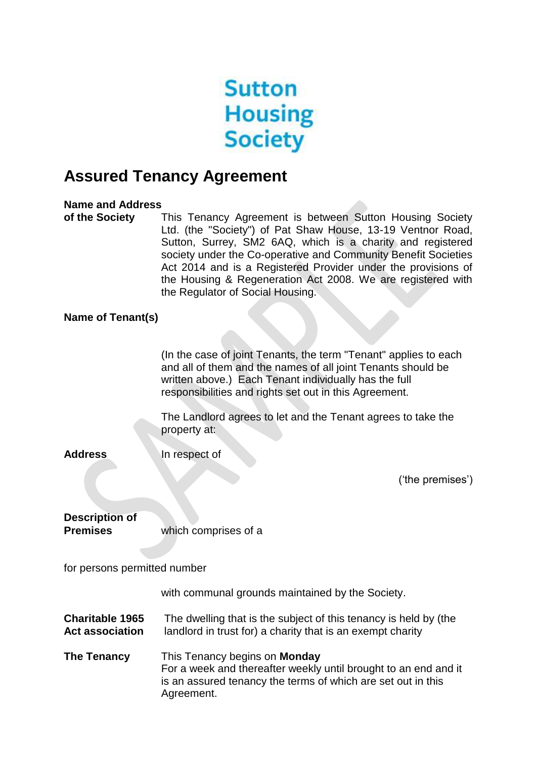Sutton
Housing
Society

# Assured Tenancy Agreement

**Name and Address of the Society**

This Tenancy Agreement is between Sutton Housing Society Ltd. (the "Society") of Pat Shaw House, 13-19 Ventnor Road, Sutton, Surrey, SM2 6AQ, which is a charity and registered society under the Co-operative and Community Benefit Societies Act 2014 and is a Registered Provider under the provisions of the Housing & Regeneration Act 2008. We are registered with the Regulator of Social Housing.

**Name of Tenant(s)**

(In the case of joint Tenants, the term "Tenant" applies to each and all of them and the names of all joint Tenants should be written above.) Each Tenant individually has the full responsibilities and rights set out in this Agreement.

The Landlord agrees to let and the Tenant agrees to take the property at:

**Address**

In respect of

('the premises')

**Description of Premises**

which comprises of a

for persons permitted number

with communal grounds maintained by the Society.

**Charitable 1965 Act association**

The dwelling that is the subject of this tenancy is held by (the landlord in trust for) a charity that is an exempt charity

**The Tenancy**

This Tenancy begins on **Monday**
For a week and thereafter weekly until brought to an end and it is an assured tenancy the terms of which are set out in this Agreement.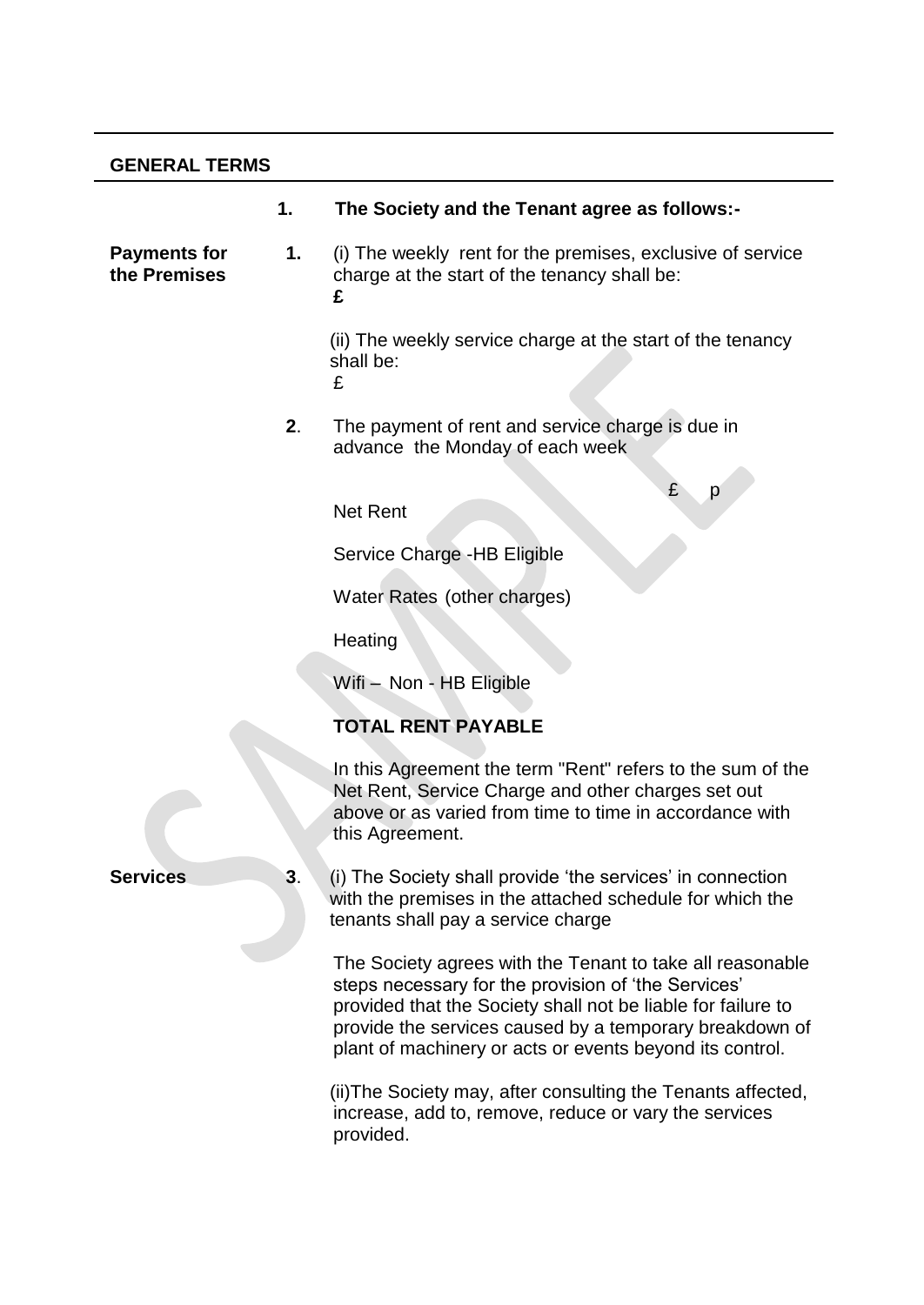## GENERAL TERMS

**1. The Society and the Tenant agree as follows:-**

**Payments for the Premises**

**1.** (i) The weekly rent for the premises, exclusive of service charge at the start of the tenancy shall be:
**£**

(ii) The weekly service charge at the start of the tenancy shall be:
£

**2**. The payment of rent and service charge is due in advance the Monday of each week

| | £ | p |
|---|---|---|
| Net Rent | | |
| Service Charge -HB Eligible | | |
| Water Rates (other charges) | | |
| Heating | | |
| Wifi – Non - HB Eligible | | |
| **TOTAL RENT PAYABLE** | | |

In this Agreement the term "Rent" refers to the sum of the Net Rent, Service Charge and other charges set out above or as varied from time to time in accordance with this Agreement.

**Services**

**3**. (i) The Society shall provide 'the services' in connection with the premises in the attached schedule for which the tenants shall pay a service charge

The Society agrees with the Tenant to take all reasonable steps necessary for the provision of 'the Services' provided that the Society shall not be liable for failure to provide the services caused by a temporary breakdown of plant of machinery or acts or events beyond its control.

(ii)The Society may, after consulting the Tenants affected, increase, add to, remove, reduce or vary the services provided.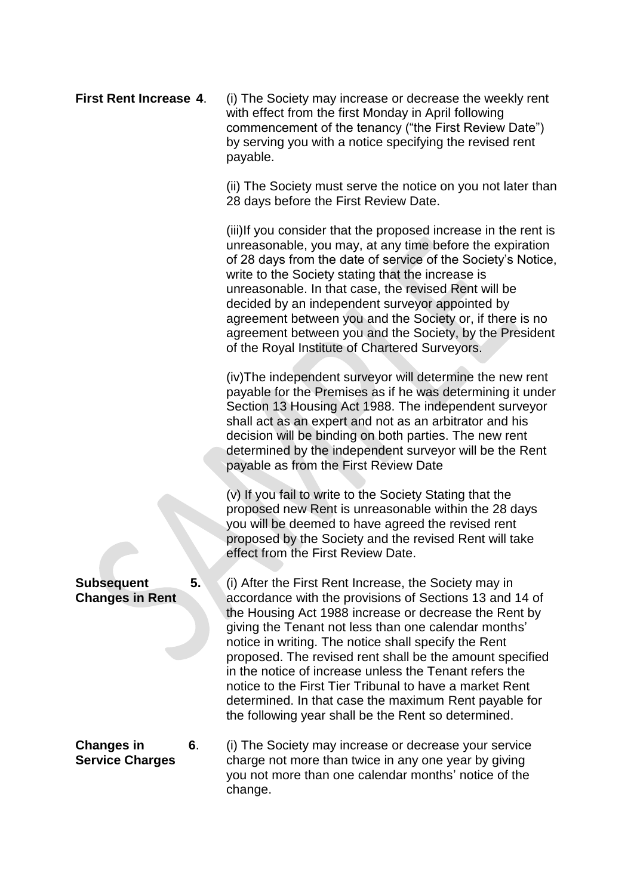**First Rent Increase 4.** (i) The Society may increase or decrease the weekly rent with effect from the first Monday in April following commencement of the tenancy ("the First Review Date") by serving you with a notice specifying the revised rent payable.

(ii) The Society must serve the notice on you not later than 28 days before the First Review Date.

(iii)If you consider that the proposed increase in the rent is unreasonable, you may, at any time before the expiration of 28 days from the date of service of the Society's Notice, write to the Society stating that the increase is unreasonable. In that case, the revised Rent will be decided by an independent surveyor appointed by agreement between you and the Society or, if there is no agreement between you and the Society, by the President of the Royal Institute of Chartered Surveyors.

(iv)The independent surveyor will determine the new rent payable for the Premises as if he was determining it under Section 13 Housing Act 1988. The independent surveyor shall act as an expert and not as an arbitrator and his decision will be binding on both parties. The new rent determined by the independent surveyor will be the Rent payable as from the First Review Date

(v) If you fail to write to the Society Stating that the proposed new Rent is unreasonable within the 28 days you will be deemed to have agreed the revised rent proposed by the Society and the revised Rent will take effect from the First Review Date.

**Subsequent Changes in Rent 5.** (i) After the First Rent Increase, the Society may in accordance with the provisions of Sections 13 and 14 of the Housing Act 1988 increase or decrease the Rent by giving the Tenant not less than one calendar months' notice in writing. The notice shall specify the Rent proposed. The revised rent shall be the amount specified in the notice of increase unless the Tenant refers the notice to the First Tier Tribunal to have a market Rent determined. In that case the maximum Rent payable for the following year shall be the Rent so determined.

**Changes in Service Charges 6.** (i) The Society may increase or decrease your service charge not more than twice in any one year by giving you not more than one calendar months' notice of the change.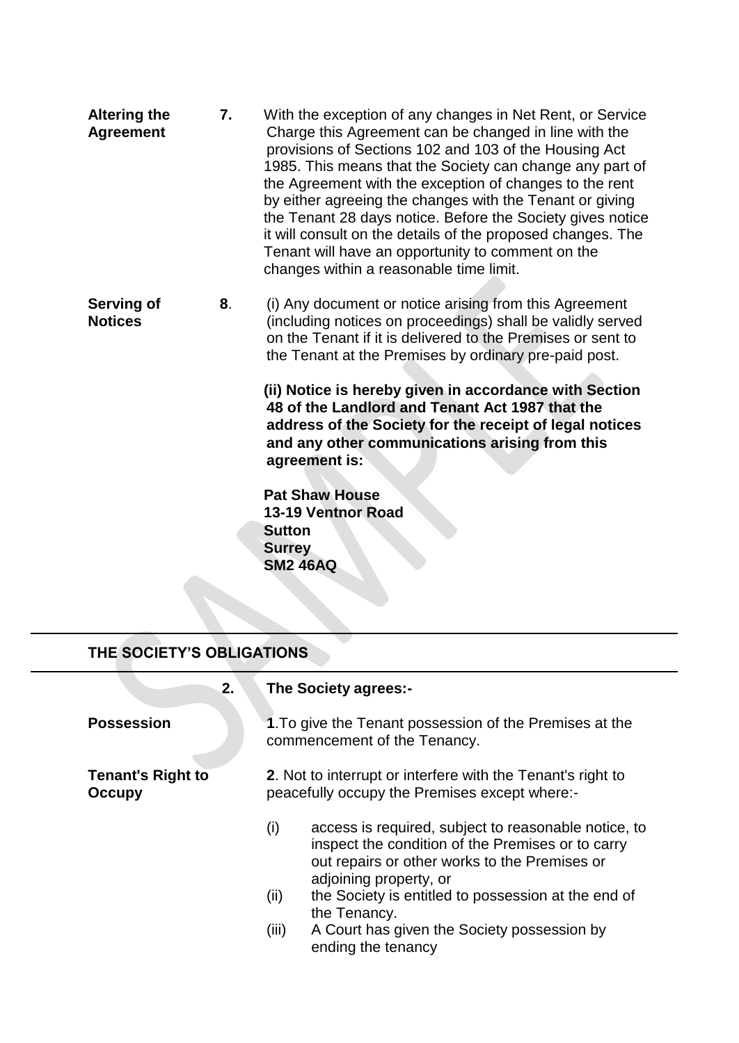**Altering the Agreement**

**7.** With the exception of any changes in Net Rent, or Service Charge this Agreement can be changed in line with the provisions of Sections 102 and 103 of the Housing Act 1985. This means that the Society can change any part of the Agreement with the exception of changes to the rent by either agreeing the changes with the Tenant or giving the Tenant 28 days notice. Before the Society gives notice it will consult on the details of the proposed changes. The Tenant will have an opportunity to comment on the changes within a reasonable time limit.

**Serving of Notices**

**8**. (i) Any document or notice arising from this Agreement (including notices on proceedings) shall be validly served on the Tenant if it is delivered to the Premises or sent to the Tenant at the Premises by ordinary pre-paid post.

**(ii) Notice is hereby given in accordance with Section 48 of the Landlord and Tenant Act 1987 that the address of the Society for the receipt of legal notices and any other communications arising from this agreement is:**

**Pat Shaw House**
**13-19 Ventnor Road**
**Sutton**
**Surrey**
**SM2 46AQ**

## THE SOCIETY'S OBLIGATIONS

**2. The Society agrees:-**

**Possession**

**1**.To give the Tenant possession of the Premises at the commencement of the Tenancy.

**Tenant's Right to Occupy**

**2**. Not to interrupt or interfere with the Tenant's right to peacefully occupy the Premises except where:-

(i) access is required, subject to reasonable notice, to inspect the condition of the Premises or to carry out repairs or other works to the Premises or adjoining property, or

(ii) the Society is entitled to possession at the end of the Tenancy.

(iii) A Court has given the Society possession by ending the tenancy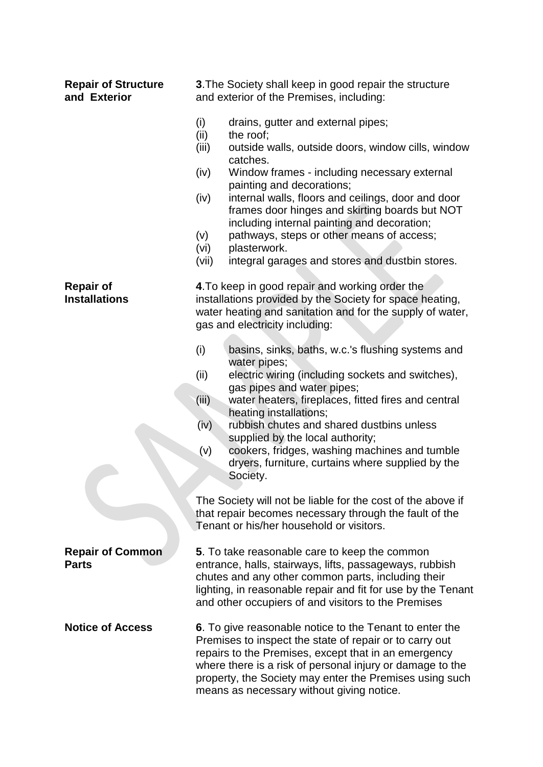**Repair of Structure and Exterior**

**3**.The Society shall keep in good repair the structure and exterior of the Premises, including:

(i) drains, gutter and external pipes;
(ii) the roof;
(iii) outside walls, outside doors, window cills, window catches.
(iv) Window frames - including necessary external painting and decorations;
(iv) internal walls, floors and ceilings, door and door frames door hinges and skirting boards but NOT including internal painting and decoration;
(v) pathways, steps or other means of access;
(vi) plasterwork.
(vii) integral garages and stores and dustbin stores.

**Repair of Installations**

**4**.To keep in good repair and working order the installations provided by the Society for space heating, water heating and sanitation and for the supply of water, gas and electricity including:

(i) basins, sinks, baths, w.c.'s flushing systems and water pipes;
(ii) electric wiring (including sockets and switches), gas pipes and water pipes;
(iii) water heaters, fireplaces, fitted fires and central heating installations;
(iv) rubbish chutes and shared dustbins unless supplied by the local authority;
(v) cookers, fridges, washing machines and tumble dryers, furniture, curtains where supplied by the Society.

The Society will not be liable for the cost of the above if that repair becomes necessary through the fault of the Tenant or his/her household or visitors.

**Repair of Common Parts**

**5**. To take reasonable care to keep the common entrance, halls, stairways, lifts, passageways, rubbish chutes and any other common parts, including their lighting, in reasonable repair and fit for use by the Tenant and other occupiers of and visitors to the Premises

**Notice of Access**

**6**. To give reasonable notice to the Tenant to enter the Premises to inspect the state of repair or to carry out repairs to the Premises, except that in an emergency where there is a risk of personal injury or damage to the property, the Society may enter the Premises using such means as necessary without giving notice.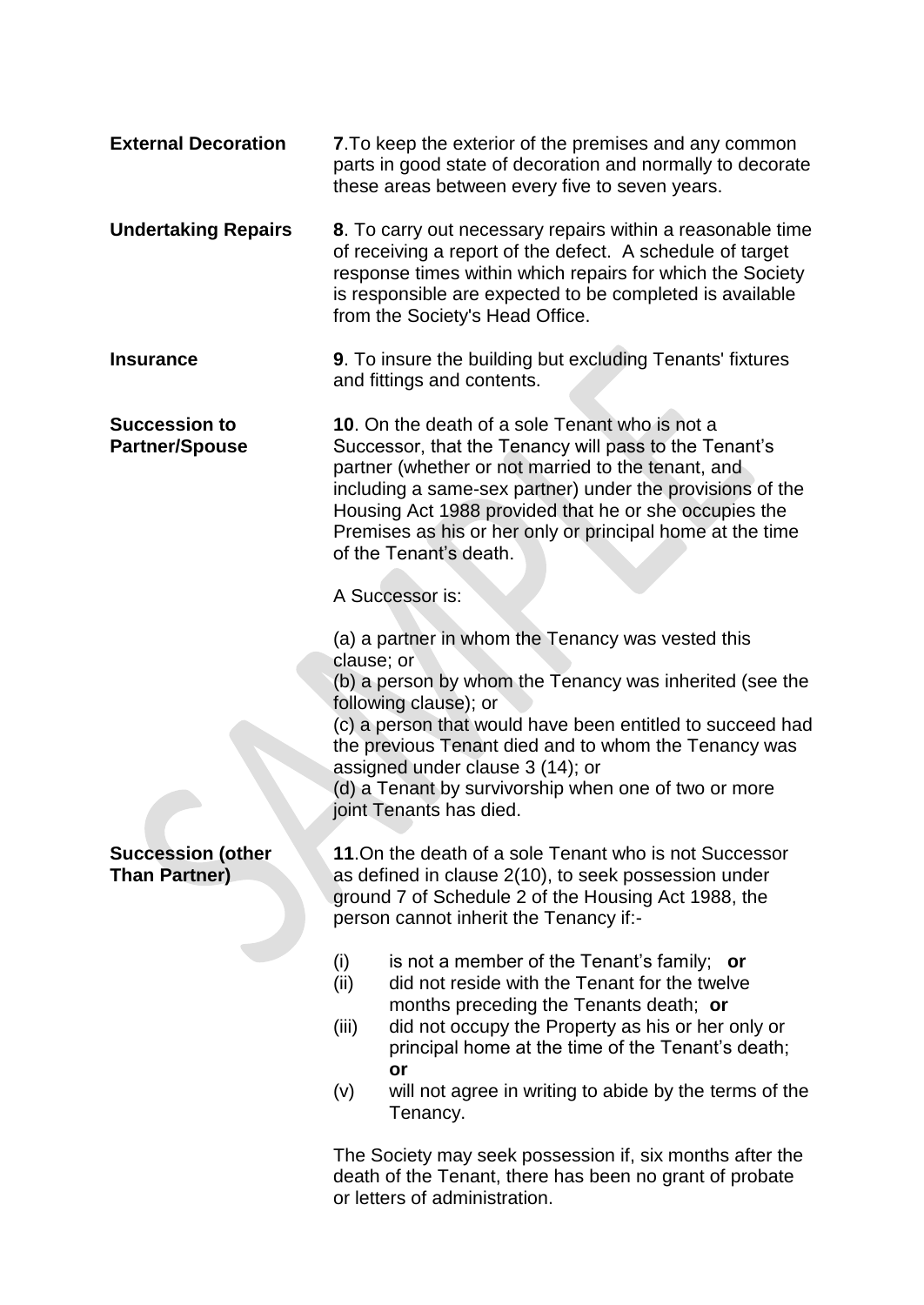**External Decoration** **7**.To keep the exterior of the premises and any common parts in good state of decoration and normally to decorate these areas between every five to seven years.

**Undertaking Repairs** **8**. To carry out necessary repairs within a reasonable time of receiving a report of the defect. A schedule of target response times within which repairs for which the Society is responsible are expected to be completed is available from the Society's Head Office.

**Insurance** **9**. To insure the building but excluding Tenants' fixtures and fittings and contents.

**Succession to Partner/Spouse** **10**. On the death of a sole Tenant who is not a Successor, that the Tenancy will pass to the Tenant's partner (whether or not married to the tenant, and including a same-sex partner) under the provisions of the Housing Act 1988 provided that he or she occupies the Premises as his or her only or principal home at the time of the Tenant's death.

A Successor is:

(a) a partner in whom the Tenancy was vested this clause; or
(b) a person by whom the Tenancy was inherited (see the following clause); or
(c) a person that would have been entitled to succeed had the previous Tenant died and to whom the Tenancy was assigned under clause 3 (14); or
(d) a Tenant by survivorship when one of two or more joint Tenants has died.

**Succession (other Than Partner)** **11**.On the death of a sole Tenant who is not Successor as defined in clause 2(10), to seek possession under ground 7 of Schedule 2 of the Housing Act 1988, the person cannot inherit the Tenancy if:-

(i) is not a member of the Tenant's family; **or**
(ii) did not reside with the Tenant for the twelve months preceding the Tenants death; **or**
(iii) did not occupy the Property as his or her only or principal home at the time of the Tenant's death; **or**
(v) will not agree in writing to abide by the terms of the Tenancy.

The Society may seek possession if, six months after the death of the Tenant, there has been no grant of probate or letters of administration.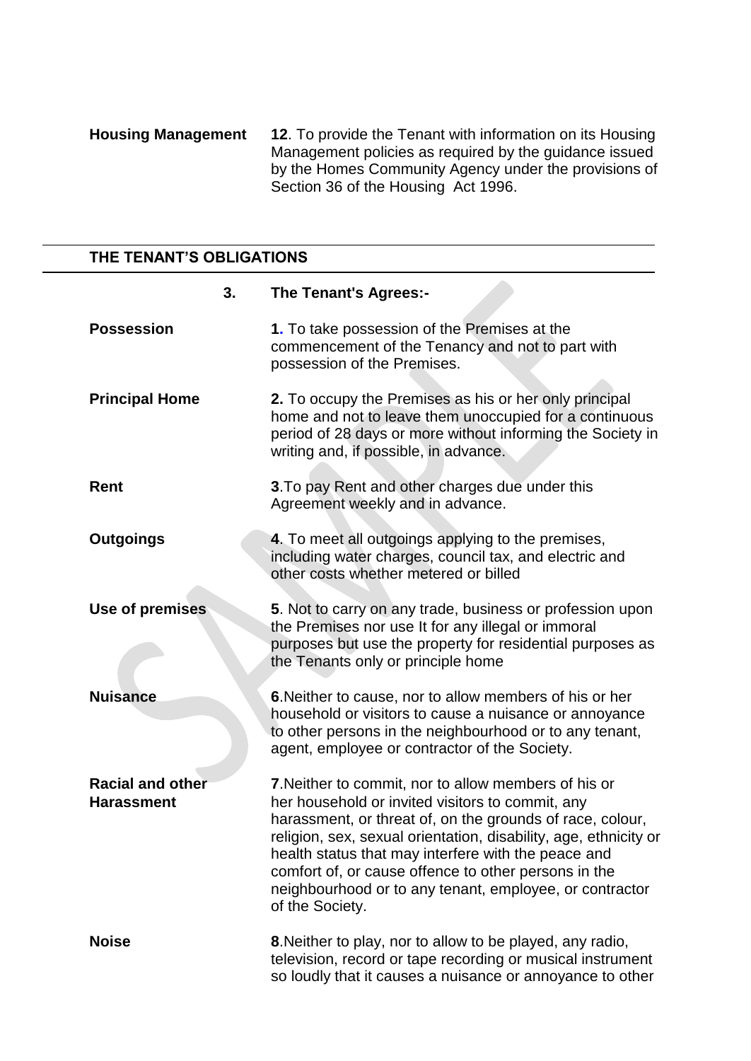**Housing Management** **12**. To provide the Tenant with information on its Housing Management policies as required by the guidance issued by the Homes Community Agency under the provisions of Section 36 of the Housing Act 1996.

---

## THE TENANT'S OBLIGATIONS

**3. The Tenant's Agrees:-**

**Possession** **1.** To take possession of the Premises at the commencement of the Tenancy and not to part with possession of the Premises.

**Principal Home** **2.** To occupy the Premises as his or her only principal home and not to leave them unoccupied for a continuous period of 28 days or more without informing the Society in writing and, if possible, in advance.

**Rent** **3**.To pay Rent and other charges due under this Agreement weekly and in advance.

**Outgoings** **4**. To meet all outgoings applying to the premises, including water charges, council tax, and electric and other costs whether metered or billed

**Use of premises** **5**. Not to carry on any trade, business or profession upon the Premises nor use It for any illegal or immoral purposes but use the property for residential purposes as the Tenants only or principle home

**Nuisance** **6**.Neither to cause, nor to allow members of his or her household or visitors to cause a nuisance or annoyance to other persons in the neighbourhood or to any tenant, agent, employee or contractor of the Society.

**Racial and other Harassment** **7**.Neither to commit, nor to allow members of his or her household or invited visitors to commit, any harassment, or threat of, on the grounds of race, colour, religion, sex, sexual orientation, disability, age, ethnicity or health status that may interfere with the peace and comfort of, or cause offence to other persons in the neighbourhood or to any tenant, employee, or contractor of the Society.

**Noise** **8**.Neither to play, nor to allow to be played, any radio, television, record or tape recording or musical instrument so loudly that it causes a nuisance or annoyance to other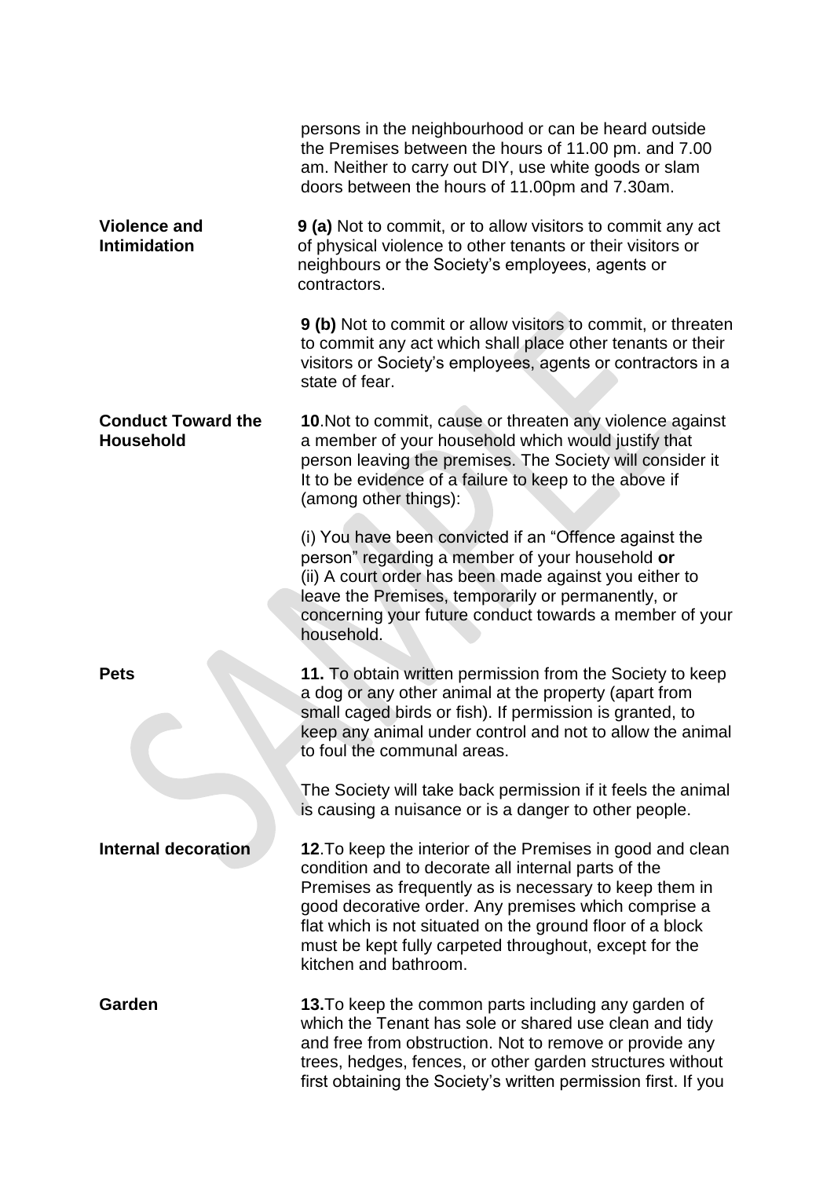persons in the neighbourhood or can be heard outside the Premises between the hours of 11.00 pm. and 7.00 am. Neither to carry out DIY, use white goods or slam doors between the hours of 11.00pm and 7.30am.

**Violence and Intimidation**

**9 (a)** Not to commit, or to allow visitors to commit any act of physical violence to other tenants or their visitors or neighbours or the Society's employees, agents or contractors.

**9 (b)** Not to commit or allow visitors to commit, or threaten to commit any act which shall place other tenants or their visitors or Society's employees, agents or contractors in a state of fear.

**Conduct Toward the Household**

**10**.Not to commit, cause or threaten any violence against a member of your household which would justify that person leaving the premises. The Society will consider it It to be evidence of a failure to keep to the above if (among other things):

(i) You have been convicted if an "Offence against the person" regarding a member of your household **or**
(ii) A court order has been made against you either to leave the Premises, temporarily or permanently, or concerning your future conduct towards a member of your household.

**Pets**

**11.** To obtain written permission from the Society to keep a dog or any other animal at the property (apart from small caged birds or fish). If permission is granted, to keep any animal under control and not to allow the animal to foul the communal areas.

The Society will take back permission if it feels the animal is causing a nuisance or is a danger to other people.

**Internal decoration**

**12**.To keep the interior of the Premises in good and clean condition and to decorate all internal parts of the Premises as frequently as is necessary to keep them in good decorative order. Any premises which comprise a flat which is not situated on the ground floor of a block must be kept fully carpeted throughout, except for the kitchen and bathroom.

**Garden**

**13.**To keep the common parts including any garden of which the Tenant has sole or shared use clean and tidy and free from obstruction. Not to remove or provide any trees, hedges, fences, or other garden structures without first obtaining the Society's written permission first. If you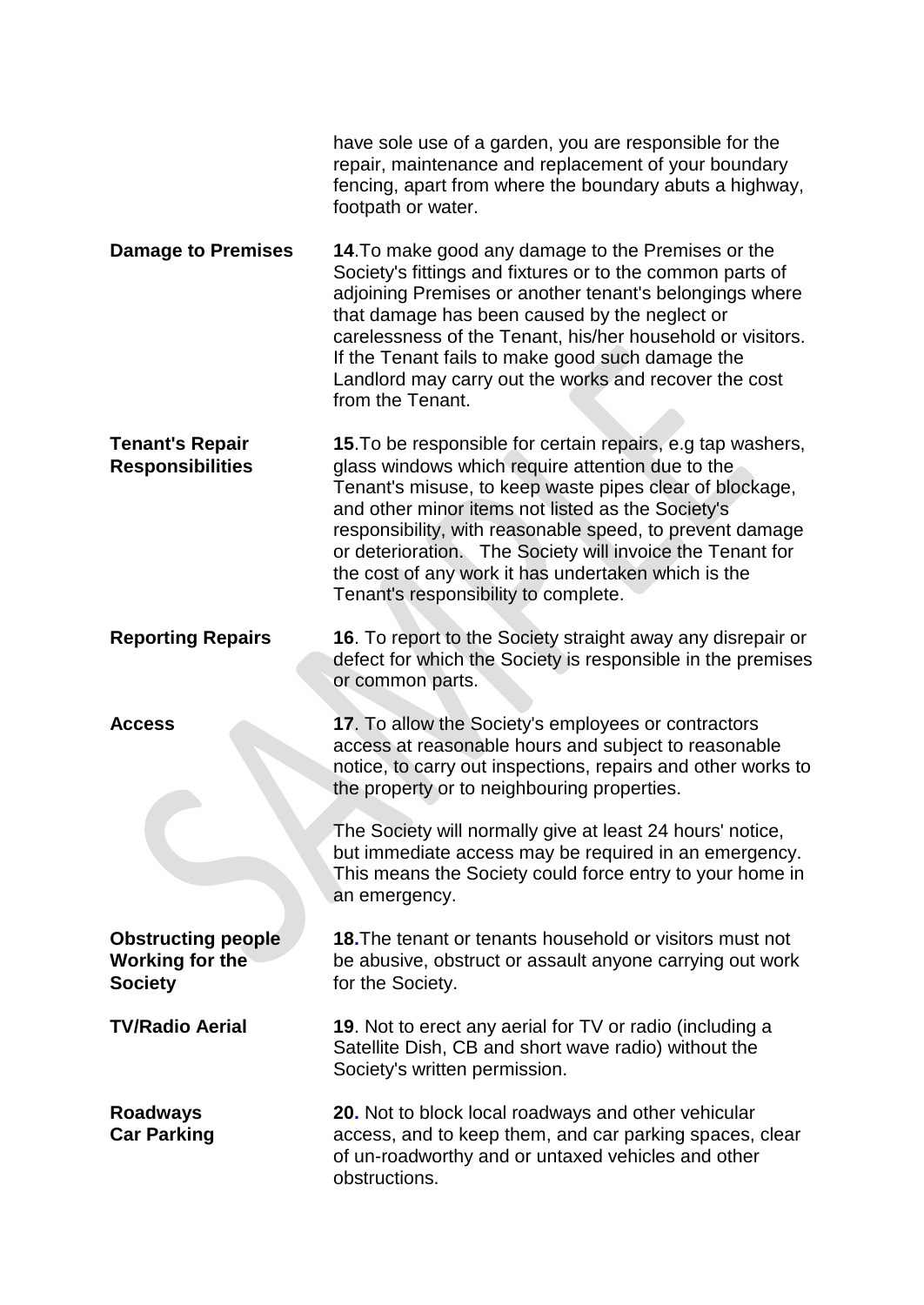have sole use of a garden, you are responsible for the repair, maintenance and replacement of your boundary fencing, apart from where the boundary abuts a highway, footpath or water.

**Damage to Premises**

**14**.To make good any damage to the Premises or the Society's fittings and fixtures or to the common parts of adjoining Premises or another tenant's belongings where that damage has been caused by the neglect or carelessness of the Tenant, his/her household or visitors. If the Tenant fails to make good such damage the Landlord may carry out the works and recover the cost from the Tenant.

**Tenant's Repair Responsibilities**

**15**.To be responsible for certain repairs, e.g tap washers, glass windows which require attention due to the Tenant's misuse, to keep waste pipes clear of blockage, and other minor items not listed as the Society's responsibility, with reasonable speed, to prevent damage or deterioration. The Society will invoice the Tenant for the cost of any work it has undertaken which is the Tenant's responsibility to complete.

**Reporting Repairs**

**16**. To report to the Society straight away any disrepair or defect for which the Society is responsible in the premises or common parts.

**Access**

**17**. To allow the Society's employees or contractors access at reasonable hours and subject to reasonable notice, to carry out inspections, repairs and other works to the property or to neighbouring properties.

The Society will normally give at least 24 hours' notice, but immediate access may be required in an emergency. This means the Society could force entry to your home in an emergency.

**Obstructing people Working for the Society**

**18.**The tenant or tenants household or visitors must not be abusive, obstruct or assault anyone carrying out work for the Society.

**TV/Radio Aerial**

**19**. Not to erect any aerial for TV or radio (including a Satellite Dish, CB and short wave radio) without the Society's written permission.

**Roadways Car Parking**

**20.** Not to block local roadways and other vehicular access, and to keep them, and car parking spaces, clear of un-roadworthy and or untaxed vehicles and other obstructions.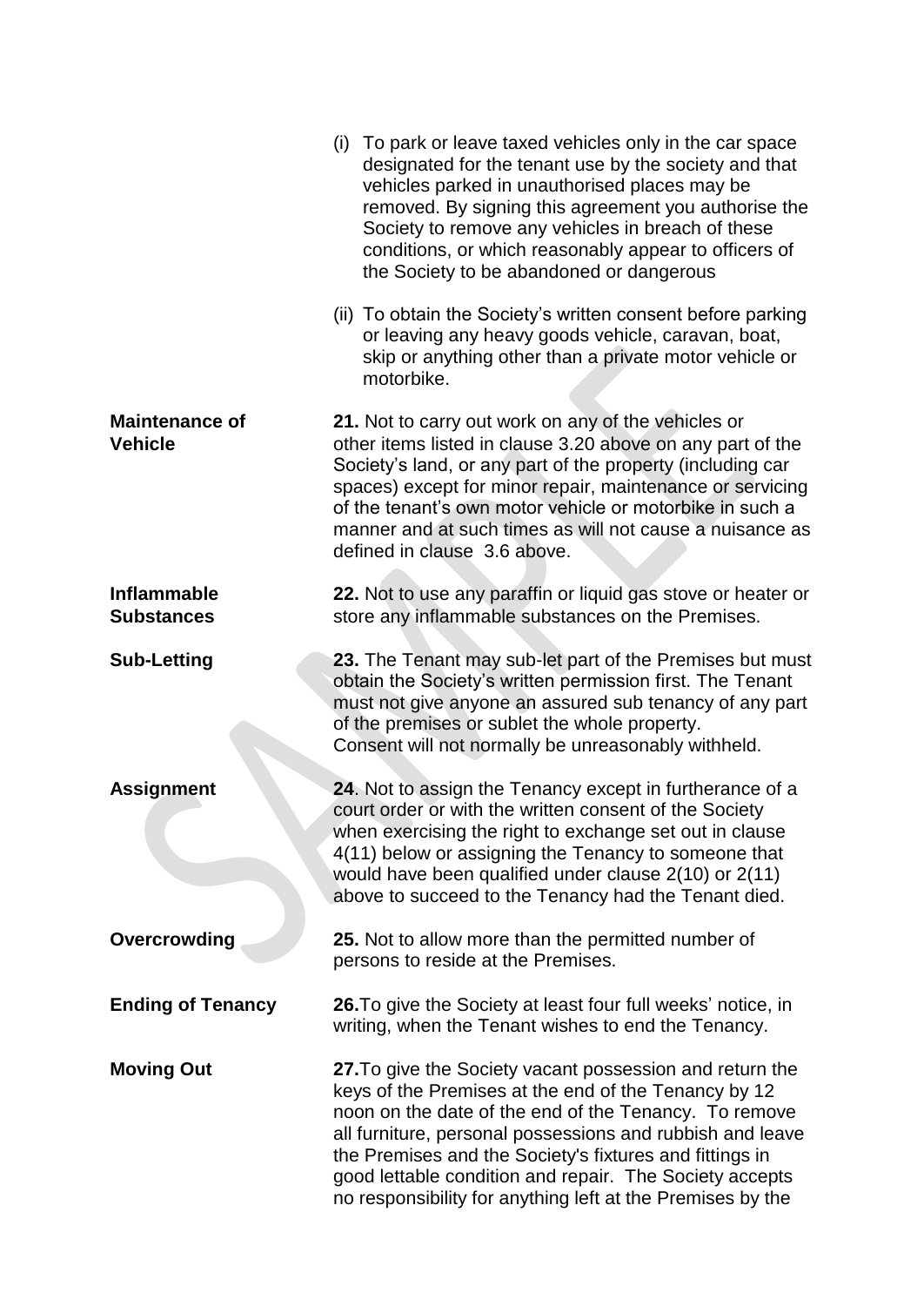(i) To park or leave taxed vehicles only in the car space designated for the tenant use by the society and that vehicles parked in unauthorised places may be removed. By signing this agreement you authorise the Society to remove any vehicles in breach of these conditions, or which reasonably appear to officers of the Society to be abandoned or dangerous

(ii) To obtain the Society's written consent before parking or leaving any heavy goods vehicle, caravan, boat, skip or anything other than a private motor vehicle or motorbike.

**Maintenance of Vehicle**

**21.** Not to carry out work on any of the vehicles or other items listed in clause 3.20 above on any part of the Society's land, or any part of the property (including car spaces) except for minor repair, maintenance or servicing of the tenant's own motor vehicle or motorbike in such a manner and at such times as will not cause a nuisance as defined in clause 3.6 above.

**Inflammable Substances**

**22.** Not to use any paraffin or liquid gas stove or heater or store any inflammable substances on the Premises.

**Sub-Letting**

**23.** The Tenant may sub-let part of the Premises but must obtain the Society's written permission first. The Tenant must not give anyone an assured sub tenancy of any part of the premises or sublet the whole property.
Consent will not normally be unreasonably withheld.

**Assignment**

**24**. Not to assign the Tenancy except in furtherance of a court order or with the written consent of the Society when exercising the right to exchange set out in clause 4(11) below or assigning the Tenancy to someone that would have been qualified under clause 2(10) or 2(11) above to succeed to the Tenancy had the Tenant died.

**Overcrowding**

**25.** Not to allow more than the permitted number of persons to reside at the Premises.

**Ending of Tenancy**

**26.** To give the Society at least four full weeks' notice, in writing, when the Tenant wishes to end the Tenancy.

**Moving Out**

**27.** To give the Society vacant possession and return the keys of the Premises at the end of the Tenancy by 12 noon on the date of the end of the Tenancy. To remove all furniture, personal possessions and rubbish and leave the Premises and the Society's fixtures and fittings in good lettable condition and repair. The Society accepts no responsibility for anything left at the Premises by the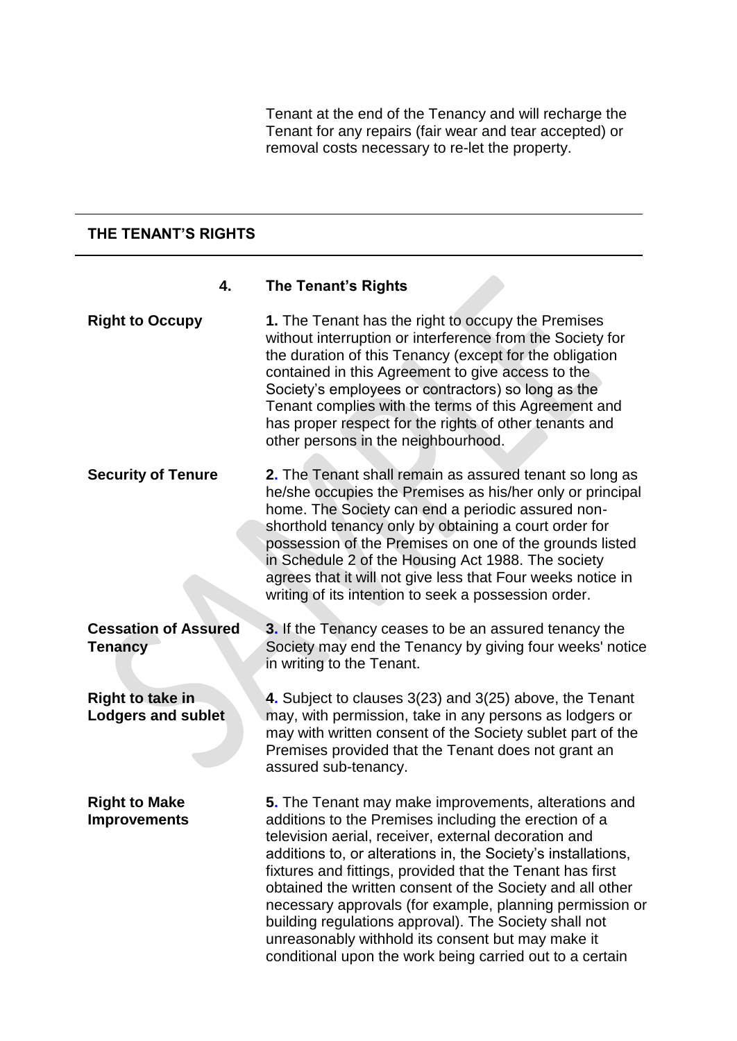Tenant at the end of the Tenancy and will recharge the Tenant for any repairs (fair wear and tear accepted) or removal costs necessary to re-let the property.

## THE TENANT'S RIGHTS

### 4. The Tenant's Rights

**Right to Occupy**

**1.** The Tenant has the right to occupy the Premises without interruption or interference from the Society for the duration of this Tenancy (except for the obligation contained in this Agreement to give access to the Society's employees or contractors) so long as the Tenant complies with the terms of this Agreement and has proper respect for the rights of other tenants and other persons in the neighbourhood.

**Security of Tenure**

**2.** The Tenant shall remain as assured tenant so long as he/she occupies the Premises as his/her only or principal home. The Society can end a periodic assured non-shorthold tenancy only by obtaining a court order for possession of the Premises on one of the grounds listed in Schedule 2 of the Housing Act 1988. The society agrees that it will not give less that Four weeks notice in writing of its intention to seek a possession order.

**Cessation of Assured Tenancy**

**3.** If the Tenancy ceases to be an assured tenancy the Society may end the Tenancy by giving four weeks' notice in writing to the Tenant.

**Right to take in Lodgers and sublet**

**4.** Subject to clauses 3(23) and 3(25) above, the Tenant may, with permission, take in any persons as lodgers or may with written consent of the Society sublet part of the Premises provided that the Tenant does not grant an assured sub-tenancy.

**Right to Make Improvements**

**5.** The Tenant may make improvements, alterations and additions to the Premises including the erection of a television aerial, receiver, external decoration and additions to, or alterations in, the Society's installations, fixtures and fittings, provided that the Tenant has first obtained the written consent of the Society and all other necessary approvals (for example, planning permission or building regulations approval). The Society shall not unreasonably withhold its consent but may make it conditional upon the work being carried out to a certain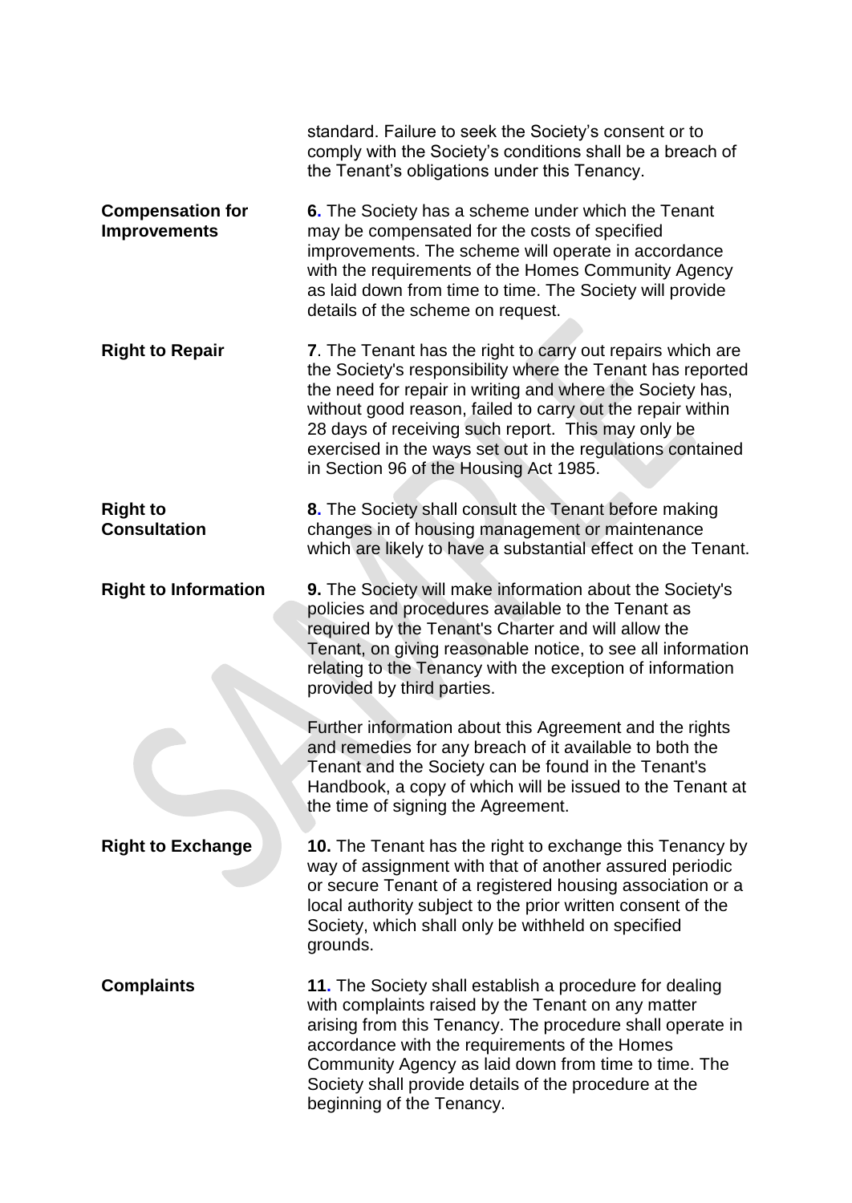standard. Failure to seek the Society's consent or to comply with the Society's conditions shall be a breach of the Tenant's obligations under this Tenancy.

**Compensation for Improvements**

**6.** The Society has a scheme under which the Tenant may be compensated for the costs of specified improvements. The scheme will operate in accordance with the requirements of the Homes Community Agency as laid down from time to time. The Society will provide details of the scheme on request.

**Right to Repair**

**7**. The Tenant has the right to carry out repairs which are the Society's responsibility where the Tenant has reported the need for repair in writing and where the Society has, without good reason, failed to carry out the repair within 28 days of receiving such report. This may only be exercised in the ways set out in the regulations contained in Section 96 of the Housing Act 1985.

**Right to Consultation**

**8.** The Society shall consult the Tenant before making changes in of housing management or maintenance which are likely to have a substantial effect on the Tenant.

**Right to Information**

**9.** The Society will make information about the Society's policies and procedures available to the Tenant as required by the Tenant's Charter and will allow the Tenant, on giving reasonable notice, to see all information relating to the Tenancy with the exception of information provided by third parties.

Further information about this Agreement and the rights and remedies for any breach of it available to both the Tenant and the Society can be found in the Tenant's Handbook, a copy of which will be issued to the Tenant at the time of signing the Agreement.

**Right to Exchange**

**10.** The Tenant has the right to exchange this Tenancy by way of assignment with that of another assured periodic or secure Tenant of a registered housing association or a local authority subject to the prior written consent of the Society, which shall only be withheld on specified grounds.

**Complaints**

**11.** The Society shall establish a procedure for dealing with complaints raised by the Tenant on any matter arising from this Tenancy. The procedure shall operate in accordance with the requirements of the Homes Community Agency as laid down from time to time. The Society shall provide details of the procedure at the beginning of the Tenancy.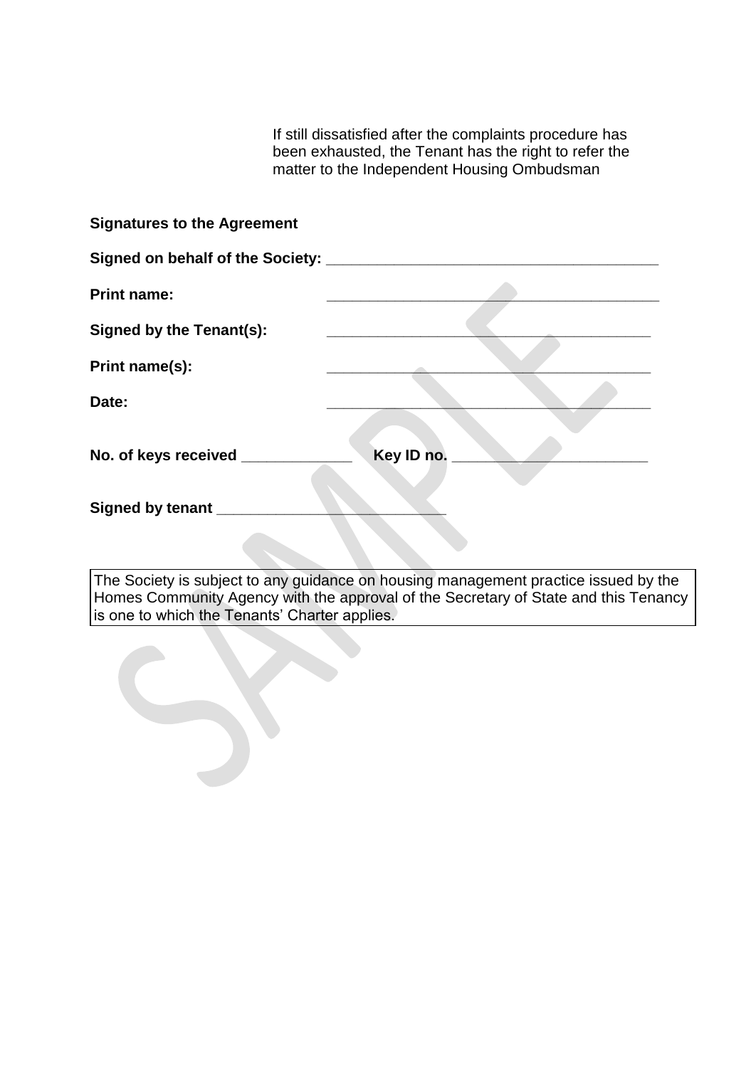If still dissatisfied after the complaints procedure has been exhausted, the Tenant has the right to refer the matter to the Independent Housing Ombudsman

**Signatures to the Agreement**

**Signed on behalf of the Society:** ________________________________________

**Print name:** ________________________________________

**Signed by the Tenant(s):** ________________________________________

**Print name(s):** ________________________________________

**Date:** ________________________________________

**No. of keys received** _____________ **Key ID no.** ________________________

**Signed by tenant** ___________________________

The Society is subject to any guidance on housing management practice issued by the Homes Community Agency with the approval of the Secretary of State and this Tenancy is one to which the Tenants' Charter applies.